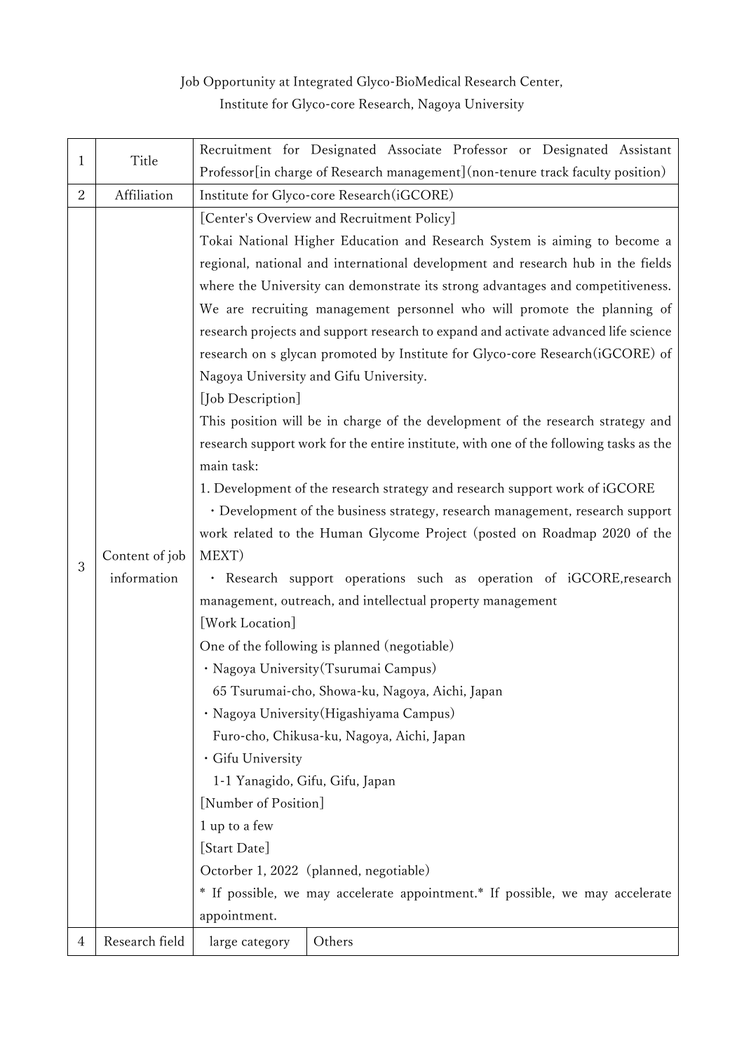Job Opportunity at Integrated Glyco-BioMedical Research Center,
Institute for Glyco-core Research, Nagoya University

| | | | |
|---|---|---|---|
| 1 | Title | Recruitment for Designated Associate Professor or Designated Assistant Professor[in charge of Research management](non-tenure track faculty position) | |
| 2 | Affiliation | Institute for Glyco-core Research(iGCORE) | |
| 3 | Content of job information | [Center's Overview and Recruitment Policy]<br>Tokai National Higher Education and Research System is aiming to become a regional, national and international development and research hub in the fields where the University can demonstrate its strong advantages and competitiveness. We are recruiting management personnel who will promote the planning of research projects and support research to expand and activate advanced life science research on s glycan promoted by Institute for Glyco-core Research(iGCORE) of Nagoya University and Gifu University.<br>[Job Description]<br>This position will be in charge of the development of the research strategy and research support work for the entire institute, with one of the following tasks as the main task:<br>1. Development of the research strategy and research support work of iGCORE<br>・Development of the business strategy, research management, research support work related to the Human Glycome Project (posted on Roadmap 2020 of the MEXT)<br>・ Research support operations such as operation of iGCORE,research management, outreach, and intellectual property management<br>[Work Location]<br>One of the following is planned (negotiable)<br>・Nagoya University(Tsurumai Campus)<br>65 Tsurumai-cho, Showa-ku, Nagoya, Aichi, Japan<br>・Nagoya University(Higashiyama Campus)<br>Furo-cho, Chikusa-ku, Nagoya, Aichi, Japan<br>・Gifu University<br>1-1 Yanagido, Gifu, Gifu, Japan<br>[Number of Position]<br>1 up to a few<br>[Start Date]<br>Octorber 1, 2022 (planned, negotiable)<br>* If possible, we may accelerate appointment.* If possible, we may accelerate appointment. | |
| 4 | Research field | large category | Others |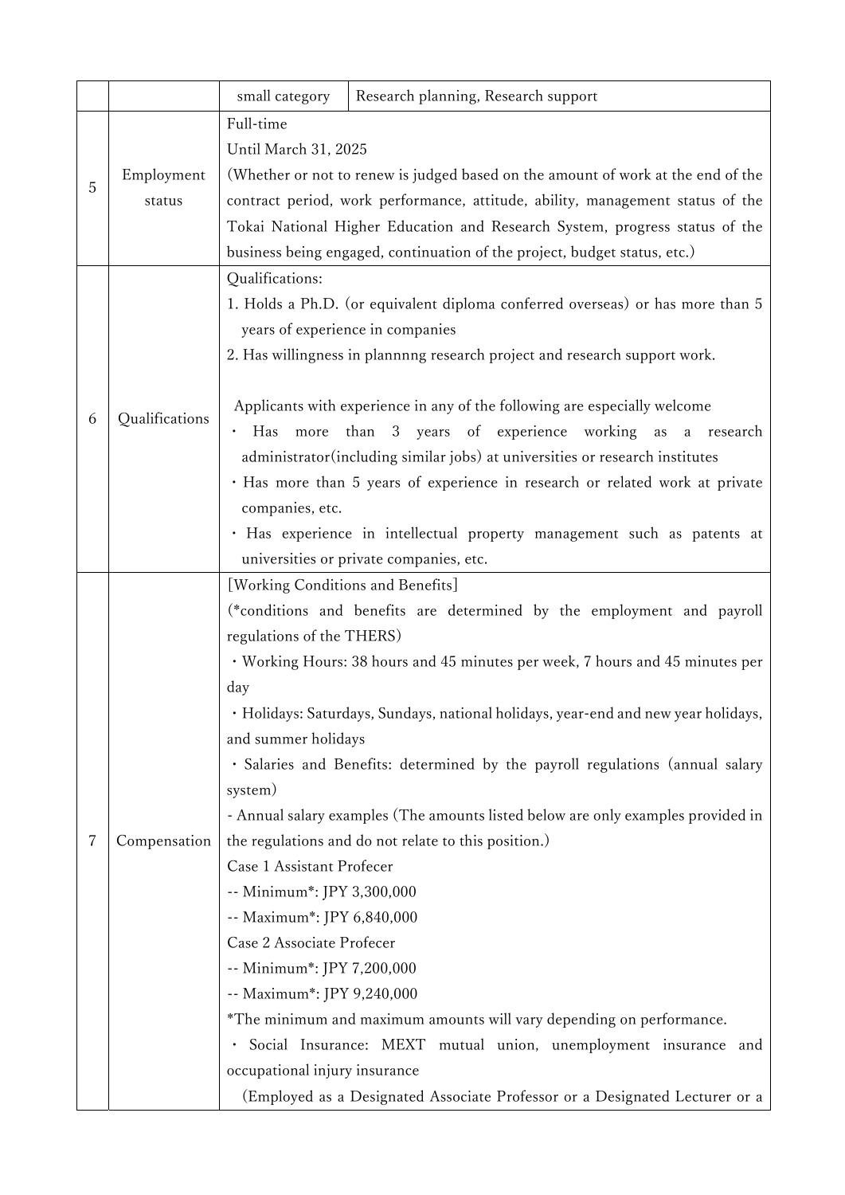| | | | |
|---|---|---|---|
| | | small category | Research planning, Research support |
| 5 | Employment status | Full-time<br>Until March 31, 2025<br>(Whether or not to renew is judged based on the amount of work at the end of the contract period, work performance, attitude, ability, management status of the Tokai National Higher Education and Research System, progress status of the business being engaged, continuation of the project, budget status, etc.) | |
| 6 | Qualifications | Qualifications:<br>1. Holds a Ph.D. (or equivalent diploma conferred overseas) or has more than 5 years of experience in companies<br>2. Has willingness in plannnng research project and research support work.<br><br>Applicants with experience in any of the following are especially welcome<br>・ Has more than 3 years of experience working as a research administrator(including similar jobs) at universities or research institutes<br>・Has more than 5 years of experience in research or related work at private companies, etc.<br>・ Has experience in intellectual property management such as patents at universities or private companies, etc. | |
| 7 | Compensation | [Working Conditions and Benefits]<br>(*conditions and benefits are determined by the employment and payroll regulations of the THERS)<br>・Working Hours: 38 hours and 45 minutes per week, 7 hours and 45 minutes per day<br>・Holidays: Saturdays, Sundays, national holidays, year-end and new year holidays, and summer holidays<br>・ Salaries and Benefits: determined by the payroll regulations (annual salary system)<br>- Annual salary examples (The amounts listed below are only examples provided in the regulations and do not relate to this position.)<br>Case 1 Assistant Profecer<br>-- Minimum*: JPY 3,300,000<br>-- Maximum*: JPY 6,840,000<br>Case 2 Associate Profecer<br>-- Minimum*: JPY 7,200,000<br>-- Maximum*: JPY 9,240,000<br>*The minimum and maximum amounts will vary depending on performance.<br>・ Social Insurance: MEXT mutual union, unemployment insurance and occupational injury insurance<br>(Employed as a Designated Associate Professor or a Designated Lecturer or a | |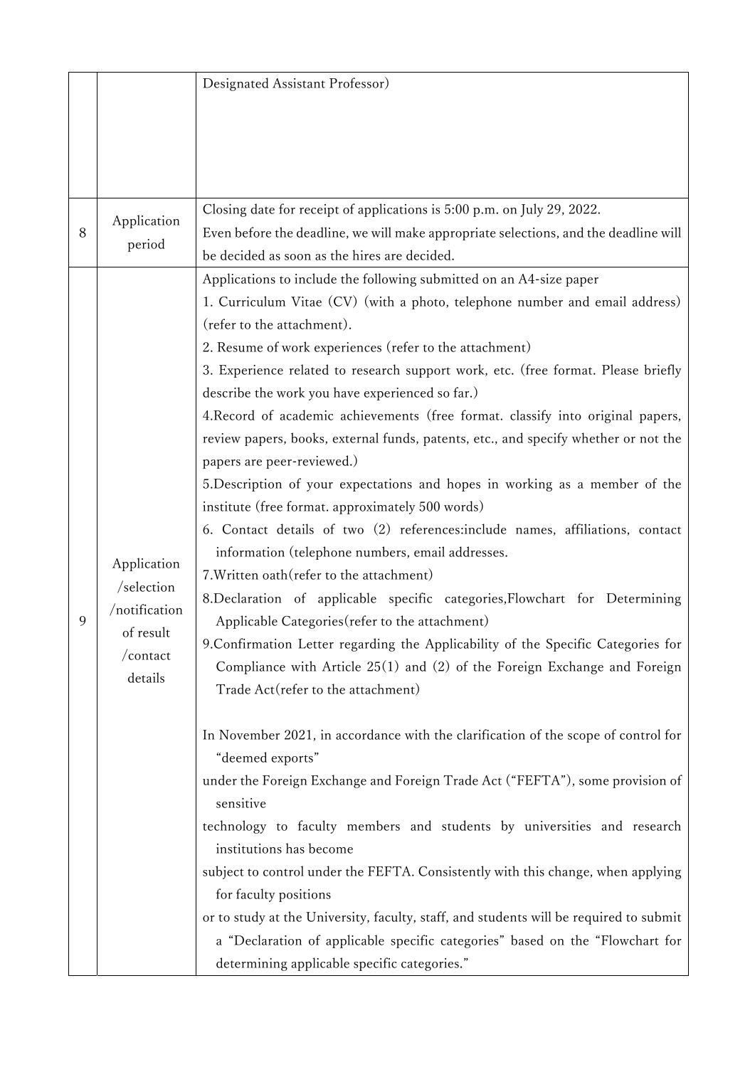|  |  |  |
|---|---|---|
|  |  | Designated Assistant Professor) |
| 8 | Application period | Closing date for receipt of applications is 5:00 p.m. on July 29, 2022.<br>Even before the deadline, we will make appropriate selections, and the deadline will be decided as soon as the hires are decided. |
| 9 | Application /selection /notification of result /contact details | Applications to include the following submitted on an A4-size paper<br>1. Curriculum Vitae (CV) (with a photo, telephone number and email address) (refer to the attachment).<br>2. Resume of work experiences (refer to the attachment)<br>3. Experience related to research support work, etc. (free format. Please briefly describe the work you have experienced so far.)<br>4.Record of academic achievements (free format. classify into original papers, review papers, books, external funds, patents, etc., and specify whether or not the papers are peer-reviewed.)<br>5.Description of your expectations and hopes in working as a member of the institute (free format. approximately 500 words)<br>6. Contact details of two (2) references:include names, affiliations, contact information (telephone numbers, email addresses.<br>7.Written oath(refer to the attachment)<br>8.Declaration of applicable specific categories,Flowchart for Determining Applicable Categories(refer to the attachment)<br>9.Confirmation Letter regarding the Applicability of the Specific Categories for Compliance with Article 25(1) and (2) of the Foreign Exchange and Foreign Trade Act(refer to the attachment)<br><br>In November 2021, in accordance with the clarification of the scope of control for "deemed exports" under the Foreign Exchange and Foreign Trade Act ("FEFTA"), some provision of sensitive technology to faculty members and students by universities and research institutions has become subject to control under the FEFTA. Consistently with this change, when applying for faculty positions or to study at the University, faculty, staff, and students will be required to submit a "Declaration of applicable specific categories" based on the "Flowchart for determining applicable specific categories." |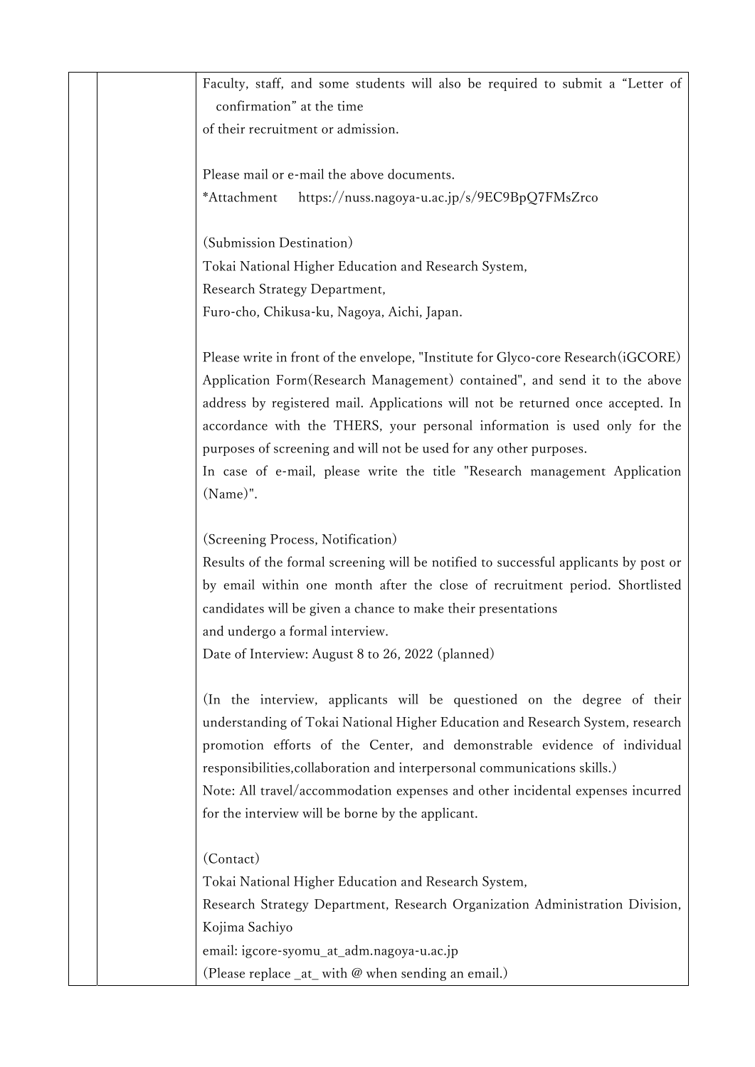Faculty, staff, and some students will also be required to submit a "Letter of confirmation" at the time of their recruitment or admission.

Please mail or e-mail the above documents.
*Attachment https://nuss.nagoya-u.ac.jp/s/9EC9BpQ7FMsZrco

(Submission Destination)
Tokai National Higher Education and Research System,
Research Strategy Department,
Furo-cho, Chikusa-ku, Nagoya, Aichi, Japan.

Please write in front of the envelope, "Institute for Glyco-core Research(iGCORE) Application Form(Research Management) contained", and send it to the above address by registered mail. Applications will not be returned once accepted. In accordance with the THERS, your personal information is used only for the purposes of screening and will not be used for any other purposes.
In case of e-mail, please write the title "Research management Application (Name)".

(Screening Process, Notification)
Results of the formal screening will be notified to successful applicants by post or by email within one month after the close of recruitment period. Shortlisted candidates will be given a chance to make their presentations and undergo a formal interview.
Date of Interview: August 8 to 26, 2022 (planned)

(In the interview, applicants will be questioned on the degree of their understanding of Tokai National Higher Education and Research System, research promotion efforts of the Center, and demonstrable evidence of individual responsibilities,collaboration and interpersonal communications skills.)
Note: All travel/accommodation expenses and other incidental expenses incurred for the interview will be borne by the applicant.

(Contact)
Tokai National Higher Education and Research System,
Research Strategy Department, Research Organization Administration Division, Kojima Sachiyo
email: igcore-syomu_at_adm.nagoya-u.ac.jp
(Please replace _at_ with @ when sending an email.)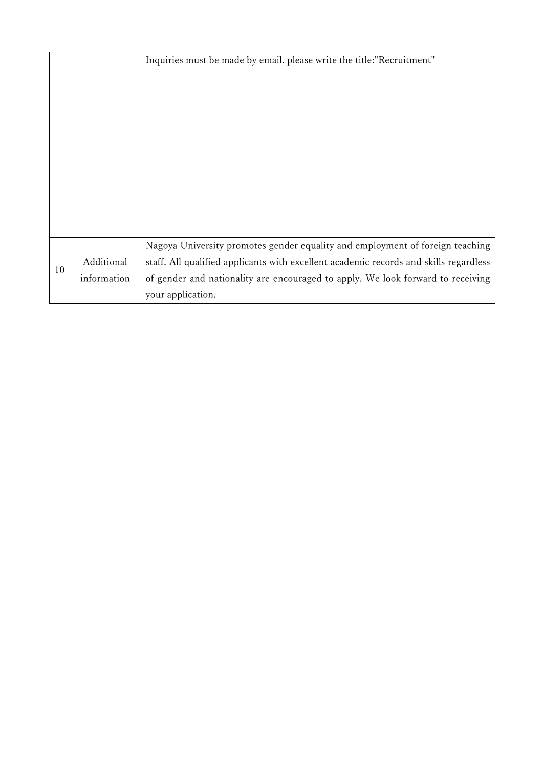| | | |
|---|---|---|
| | | Inquiries must be made by email. please write the title:"Recruitment" |
| 10 | Additional information | Nagoya University promotes gender equality and employment of foreign teaching staff. All qualified applicants with excellent academic records and skills regardless of gender and nationality are encouraged to apply. We look forward to receiving your application. |